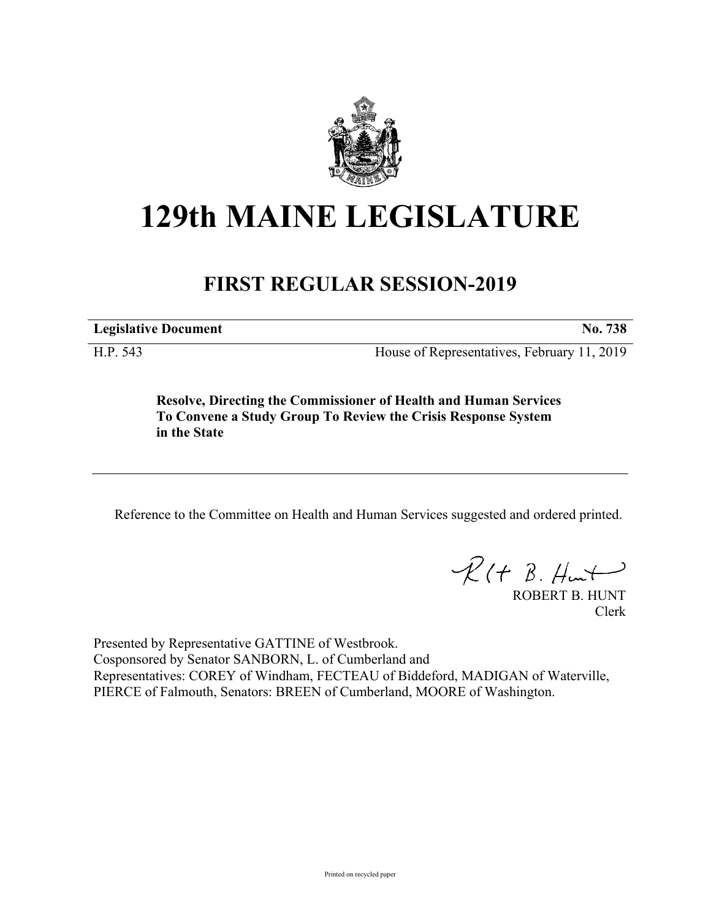# 129th MAINE LEGISLATURE

## FIRST REGULAR SESSION-2019

**Legislative Document** **No. 738**

H.P. 543 House of Representatives, February 11, 2019

**Resolve, Directing the Commissioner of Health and Human Services To Convene a Study Group To Review the Crisis Response System in the State**

Reference to the Committee on Health and Human Services suggested and ordered printed.

ROBERT B. HUNT
Clerk

Presented by Representative GATTINE of Westbrook.
Cosponsored by Senator SANBORN, L. of Cumberland and
Representatives: COREY of Windham, FECTEAU of Biddeford, MADIGAN of Waterville, PIERCE of Falmouth, Senators: BREEN of Cumberland, MOORE of Washington.

Printed on recycled paper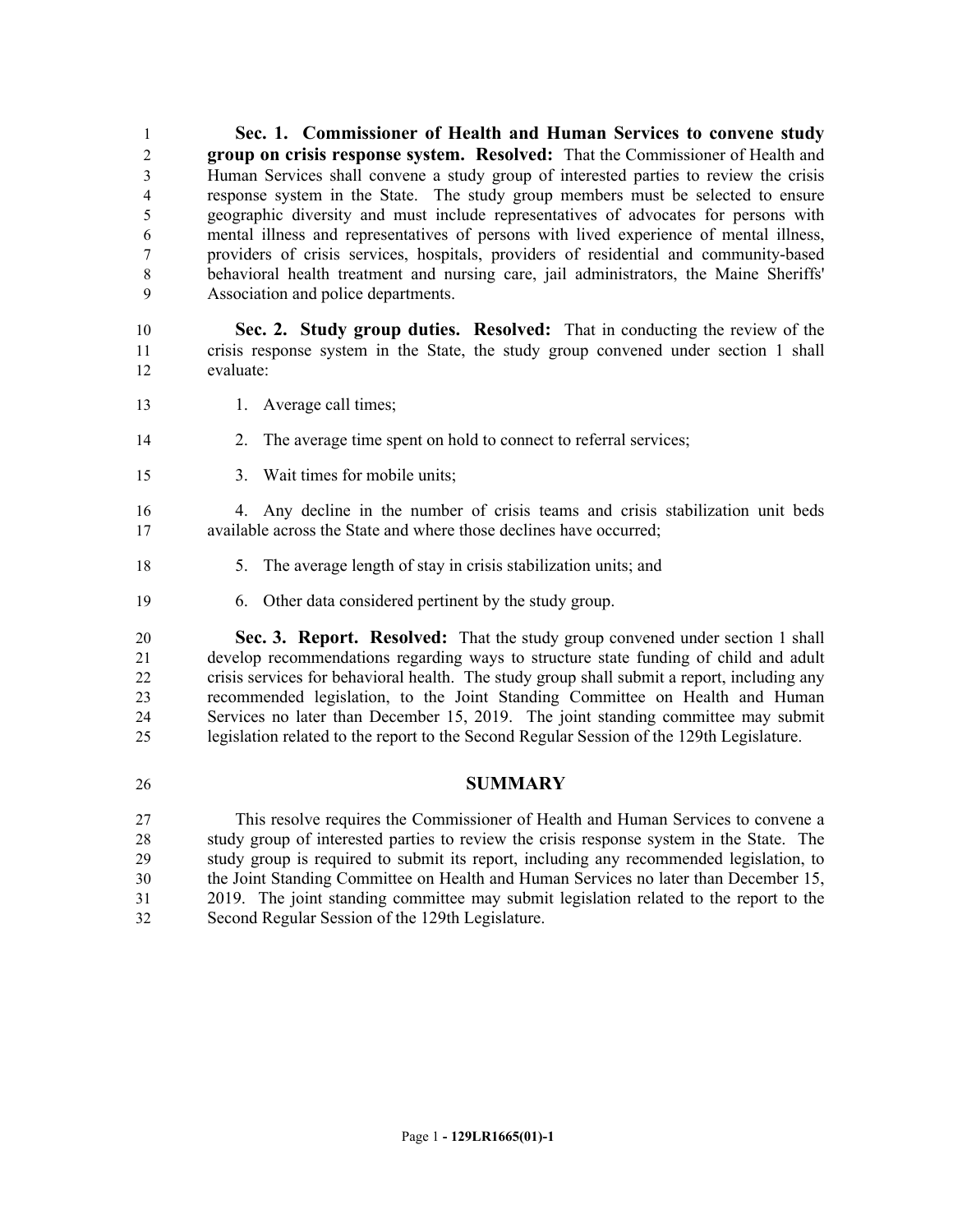**Sec. 1. Commissioner of Health and Human Services to convene study group on crisis response system. Resolved:** That the Commissioner of Health and Human Services shall convene a study group of interested parties to review the crisis response system in the State. The study group members must be selected to ensure geographic diversity and must include representatives of advocates for persons with mental illness and representatives of persons with lived experience of mental illness, providers of crisis services, hospitals, providers of residential and community-based behavioral health treatment and nursing care, jail administrators, the Maine Sheriffs' Association and police departments.

**Sec. 2. Study group duties. Resolved:** That in conducting the review of the crisis response system in the State, the study group convened under section 1 shall evaluate:

1. Average call times;

2. The average time spent on hold to connect to referral services;

3. Wait times for mobile units;

4. Any decline in the number of crisis teams and crisis stabilization unit beds available across the State and where those declines have occurred;

5. The average length of stay in crisis stabilization units; and

6. Other data considered pertinent by the study group.

**Sec. 3. Report. Resolved:** That the study group convened under section 1 shall develop recommendations regarding ways to structure state funding of child and adult crisis services for behavioral health. The study group shall submit a report, including any recommended legislation, to the Joint Standing Committee on Health and Human Services no later than December 15, 2019. The joint standing committee may submit legislation related to the report to the Second Regular Session of the 129th Legislature.

## SUMMARY

This resolve requires the Commissioner of Health and Human Services to convene a study group of interested parties to review the crisis response system in the State. The study group is required to submit its report, including any recommended legislation, to the Joint Standing Committee on Health and Human Services no later than December 15, 2019. The joint standing committee may submit legislation related to the report to the Second Regular Session of the 129th Legislature.